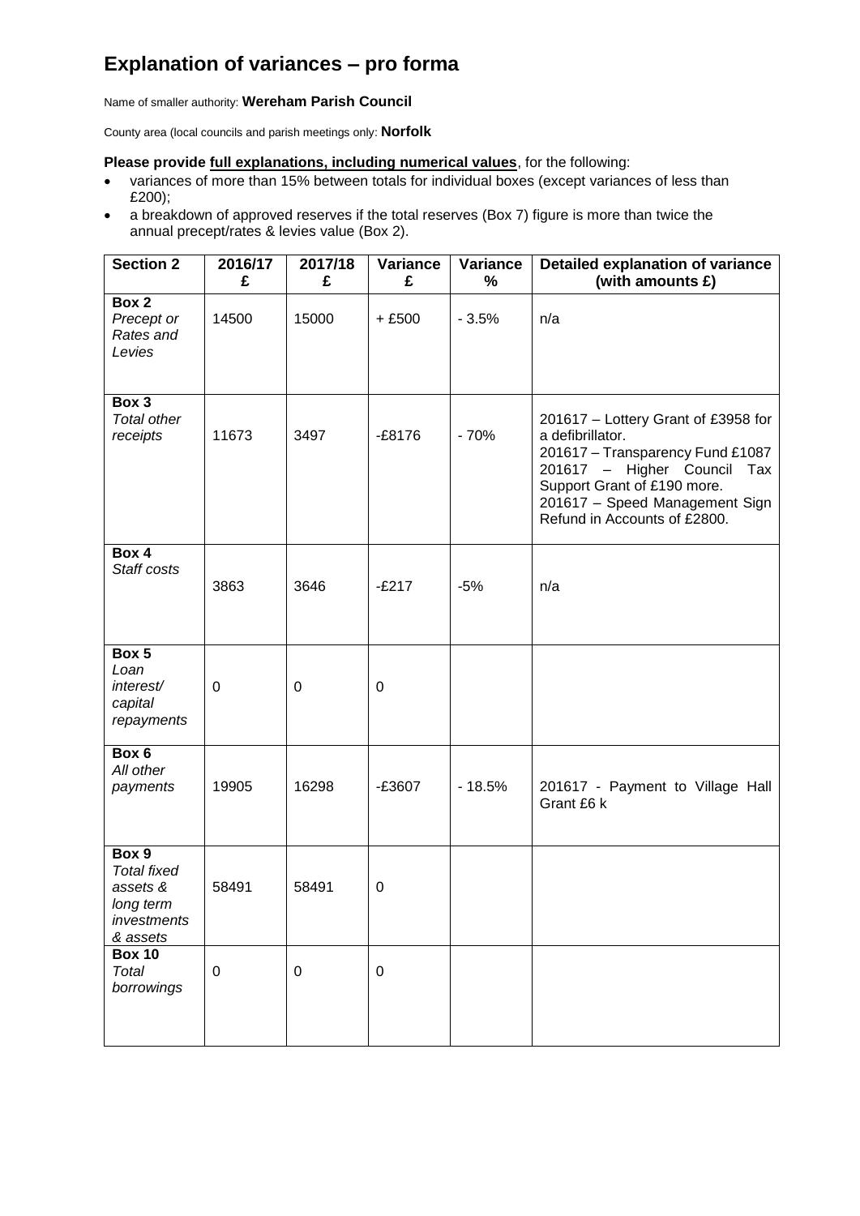# Explanation of variances – pro forma

Name of smaller authority: **Wereham Parish Council**

County area (local councils and parish meetings only: **Norfolk**

**Please provide full explanations, including numerical values**, for the following:

- variances of more than 15% between totals for individual boxes (except variances of less than £200);
- a breakdown of approved reserves if the total reserves (Box 7) figure is more than twice the annual precept/rates & levies value (Box 2).

| Section 2 | 2016/17 £ | 2017/18 £ | Variance £ | Variance % | Detailed explanation of variance (with amounts £) |
|---|---|---|---|---|---|
| **Box 2** *Precept or Rates and Levies* | 14500 | 15000 | + £500 | - 3.5% | n/a |
| **Box 3** *Total other receipts* | 11673 | 3497 | -£8176 | - 70% | 201617 – Lottery Grant of £3958 for a defibrillator. 201617 – Transparency Fund £1087 201617 – Higher Council Tax Support Grant of £190 more. 201617 – Speed Management Sign Refund in Accounts of £2800. |
| **Box 4** *Staff costs* | 3863 | 3646 | -£217 | -5% | n/a |
| **Box 5** *Loan interest/ capital repayments* | 0 | 0 | 0 | | |
| **Box 6** *All other payments* | 19905 | 16298 | -£3607 | - 18.5% | 201617 - Payment to Village Hall Grant £6 k |
| **Box 9** *Total fixed assets & long term investments & assets* | 58491 | 58491 | 0 | | |
| **Box 10** *Total borrowings* | 0 | 0 | 0 | | |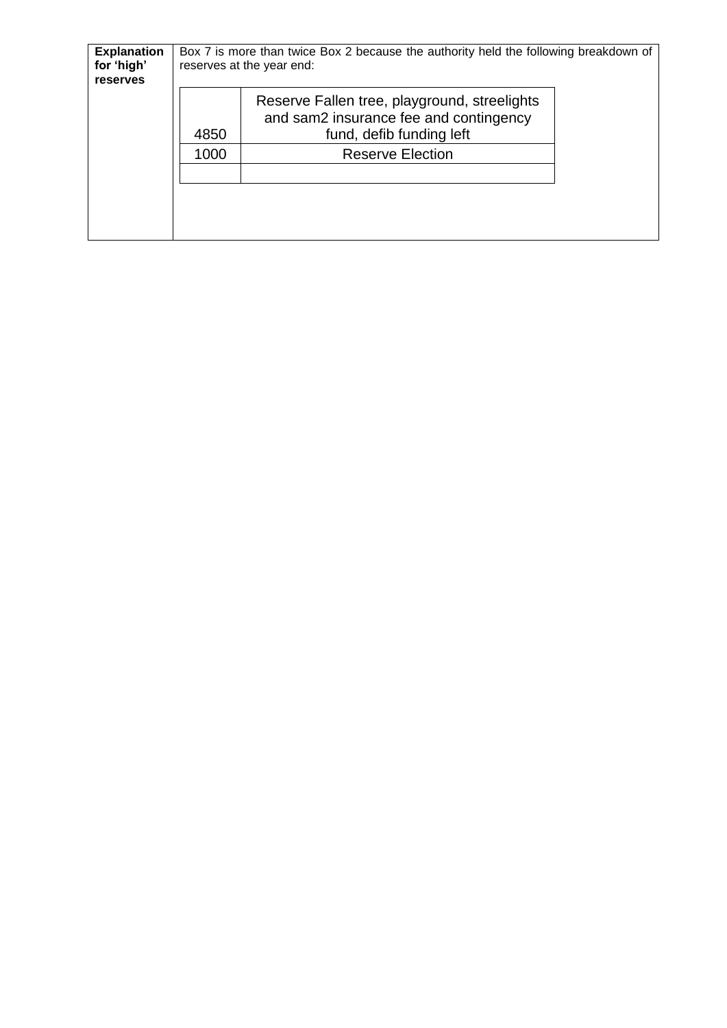| | |
|---|---|
| **Explanation for 'high' reserves** | Box 7 is more than twice Box 2 because the authority held the following breakdown of reserves at the year end: |

| | |
|---|---|
| 4850 | Reserve Fallen tree, playground, streelights and sam2 insurance fee and contingency fund, defib funding left |
| 1000 | Reserve Election |
| | |